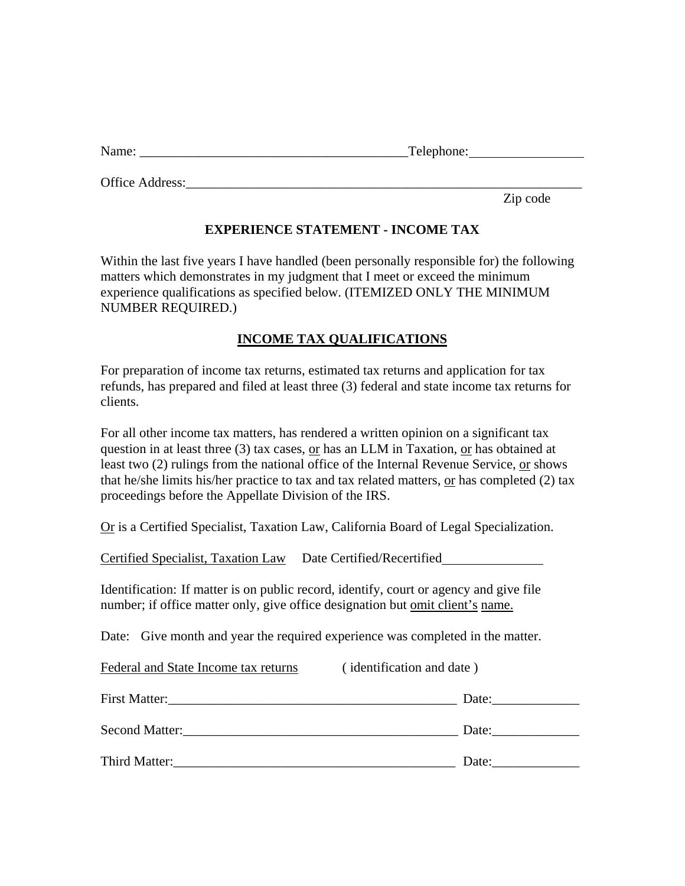Name: ________________________________________ Telephone: ________________

Office Address: ____________________________________________________________
Zip code

## EXPERIENCE STATEMENT - INCOME TAX

Within the last five years I have handled (been personally responsible for) the following matters which demonstrates in my judgment that I meet or exceed the minimum experience qualifications as specified below. (ITEMIZED ONLY THE MINIMUM NUMBER REQUIRED.)

## INCOME TAX QUALIFICATIONS

For preparation of income tax returns, estimated tax returns and application for tax refunds, has prepared and filed at least three (3) federal and state income tax returns for clients.

For all other income tax matters, has rendered a written opinion on a significant tax question in at least three (3) tax cases, <u>or</u> has an LLM in Taxation, <u>or</u> has obtained at least two (2) rulings from the national office of the Internal Revenue Service, <u>or</u> shows that he/she limits his/her practice to tax and tax related matters, <u>or</u> has completed (2) tax proceedings before the Appellate Division of the IRS.

<u>Or</u> is a Certified Specialist, Taxation Law, California Board of Legal Specialization.

<u>Certified Specialist, Taxation Law</u> Date Certified/Recertified _______________

Identification: If matter is on public record, identify, court or agency and give file number; if office matter only, give office designation but <u>omit client's name.</u>

Date: Give month and year the required experience was completed in the matter.

<u>Federal and State Income tax returns</u> ( identification and date )

First Matter: _____________________________________________ Date: _____________

Second Matter: ___________________________________________ Date: _____________

Third Matter: _____________________________________________ Date: _____________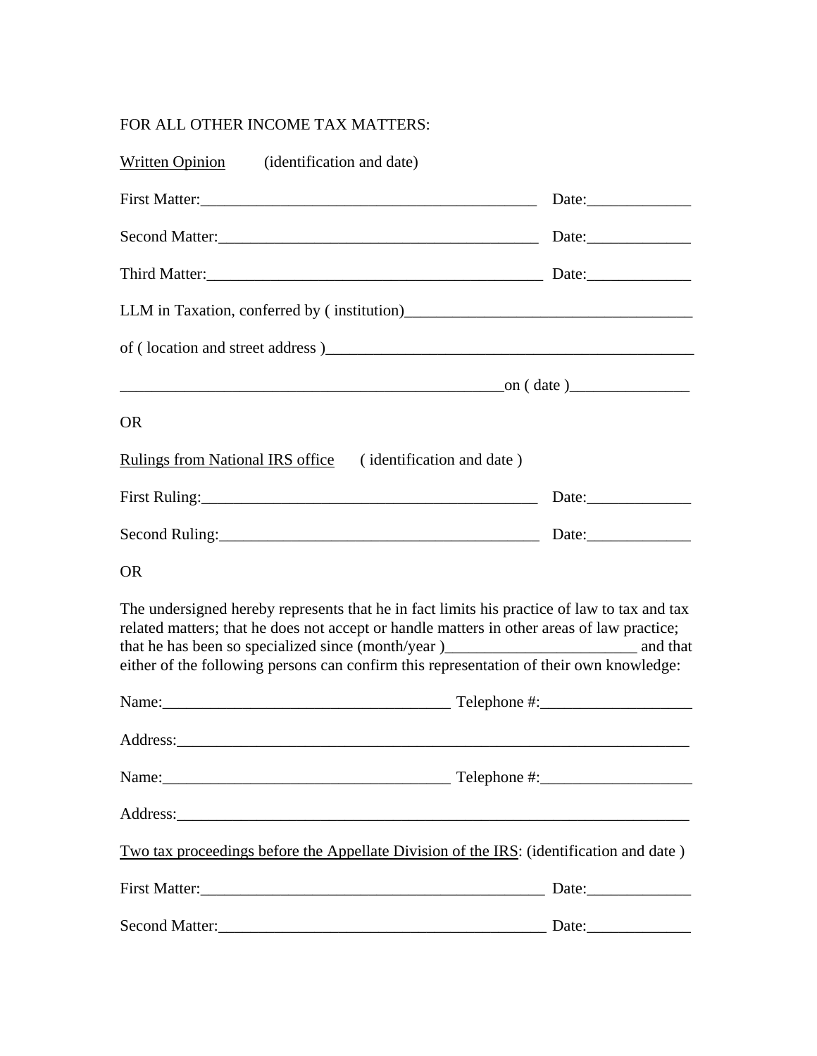FOR ALL OTHER INCOME TAX MATTERS:

<u>Written Opinion</u> (identification and date)

First Matter:__________________________________________ Date:_____________

Second Matter:_________________________________________ Date:_____________

Third Matter:___________________________________________ Date:_____________

LLM in Taxation, conferred by ( institution)____________________________________

of ( location and street address )______________________________________________

_________________________________________________on ( date )_______________

OR

<u>Rulings from National IRS office</u> ( identification and date )

First Ruling:___________________________________________ Date:_____________

Second Ruling:_________________________________________ Date:_____________

OR

The undersigned hereby represents that he in fact limits his practice of law to tax and tax related matters; that he does not accept or handle matters in other areas of law practice; that he has been so specialized since (month/year )________________________ and that either of the following persons can confirm this representation of their own knowledge:

Name:____________________________________ Telephone #:__________________

Address:_________________________________________________________________

Name:____________________________________ Telephone #:__________________

Address:_________________________________________________________________

<u>Two tax proceedings before the Appellate Division of the IRS</u>: (identification and date )

First Matter:___________________________________________ Date:_____________

Second Matter:_________________________________________ Date:_____________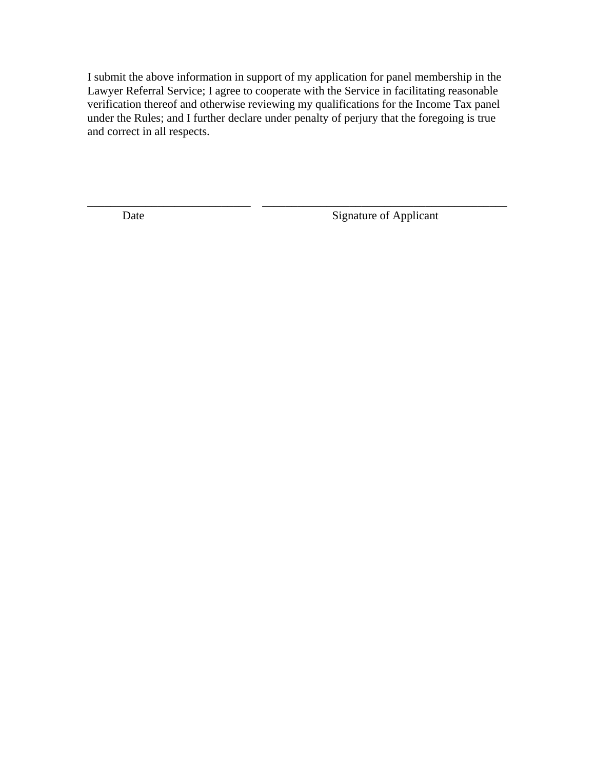I submit the above information in support of my application for panel membership in the Lawyer Referral Service; I agree to cooperate with the Service in facilitating reasonable verification thereof and otherwise reviewing my qualifications for the Income Tax panel under the Rules; and I further declare under penalty of perjury that the foregoing is true and correct in all respects.

| | |
|---|---|
| ____________________________ | ___________________________________________ |
| Date | Signature of Applicant |